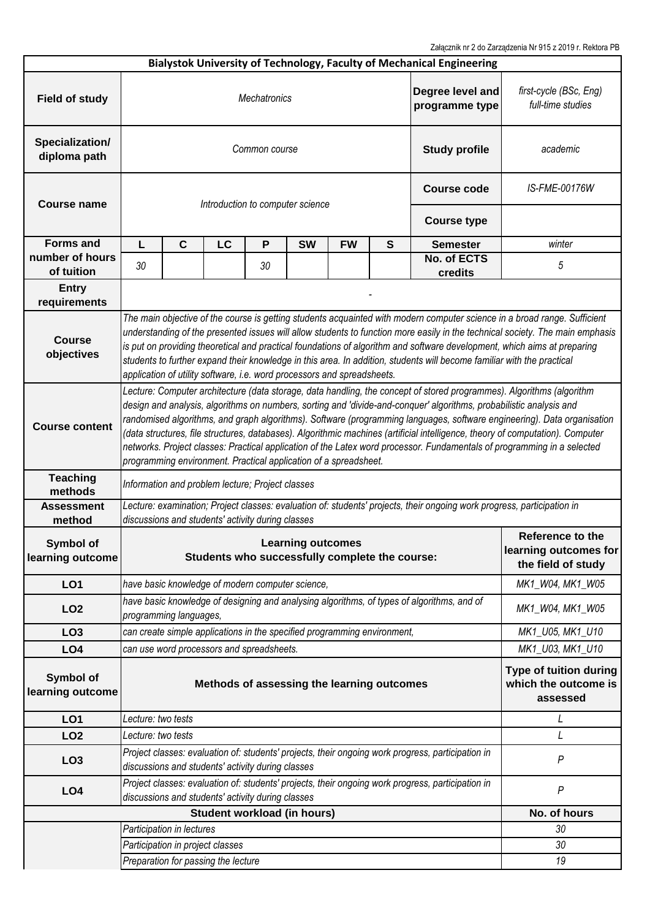Załącznik nr 2 do Zarządzenia Nr 915 z 2019 r. Rektora PB

| **Bialystok University of Technology, Faculty of Mechanical Engineering** | | | | | | | | | |
|---|---|---|---|---|---|---|---|---|---|
| **Field of study** | *Mechatronics* | | | | | | | **Degree level and programme type** | *first-cycle (BSc, Eng) full-time studies* |
| **Specialization/ diploma path** | *Common course* | | | | | | | **Study profile** | *academic* |
| **Course name** | *Introduction to computer science* | | | | | | | **Course code** | *IS-FME-00176W* |
| | | | | | | | | **Course type** | |
| **Forms and number of hours of tuition** | **L** | **C** | **LC** | **P** | **SW** | **FW** | **S** | **Semester** | *winter* |
| | *30* | | | *30* | | | | **No. of ECTS credits** | *5* |
| **Entry requirements** | - | | | | | | | | |
| **Course objectives** | *The main objective of the course is getting students acquainted with modern computer science in a broad range. Sufficient understanding of the presented issues will allow students to function more easily in the technical society. The main emphasis is put on providing theoretical and practical foundations of algorithm and software development, which aims at preparing students to further expand their knowledge in this area. In addition, students will become familiar with the practical application of utility software, i.e. word processors and spreadsheets.* | | | | | | | | |
| **Course content** | *Lecture: Computer architecture (data storage, data handling, the concept of stored programmes). Algorithms (algorithm design and analysis, algorithms on numbers, sorting and 'divide-and-conquer' algorithms, probabilistic analysis and randomised algorithms, and graph algorithms). Software (programming languages, software engineering). Data organisation (data structures, file structures, databases). Algorithmic machines (artificial intelligence, theory of computation). Computer networks. Project classes: Practical application of the Latex word processor. Fundamentals of programming in a selected programming environment. Practical application of a spreadsheet.* | | | | | | | | |
| **Teaching methods** | *Information and problem lecture; Project classes* | | | | | | | | |
| **Assessment method** | *Lecture: examination; Project classes: evaluation of: students' projects, their ongoing work progress, participation in discussions and students' activity during classes* | | | | | | | | |
| **Symbol of learning outcome** | **Learning outcomes Students who successfully complete the course:** | | | | | | | | **Reference to the learning outcomes for the field of study** |
| **LO1** | *have basic knowledge of modern computer science,* | | | | | | | | *MK1_W04, MK1_W05* |
| **LO2** | *have basic knowledge of designing and analysing algorithms, of types of algorithms, and of programming languages,* | | | | | | | | *MK1_W04, MK1_W05* |
| **LO3** | *can create simple applications in the specified programming environment,* | | | | | | | | *MK1_U05, MK1_U10* |
| **LO4** | *can use word processors and spreadsheets.* | | | | | | | | *MK1_U03, MK1_U10* |
| **Symbol of learning outcome** | **Methods of assessing the learning outcomes** | | | | | | | | **Type of tuition during which the outcome is assessed** |
| **LO1** | *Lecture: two tests* | | | | | | | | *L* |
| **LO2** | *Lecture: two tests* | | | | | | | | *L* |
| **LO3** | *Project classes: evaluation of: students' projects, their ongoing work progress, participation in discussions and students' activity during classes* | | | | | | | | *P* |
| **LO4** | *Project classes: evaluation of: students' projects, their ongoing work progress, participation in discussions and students' activity during classes* | | | | | | | | *P* |
| **Student workload (in hours)** | | | | | | | | | **No. of hours** |
| | *Participation in lectures* | | | | | | | | *30* |
| | *Participation in project classes* | | | | | | | | *30* |
| | *Preparation for passing the lecture* | | | | | | | | *19* |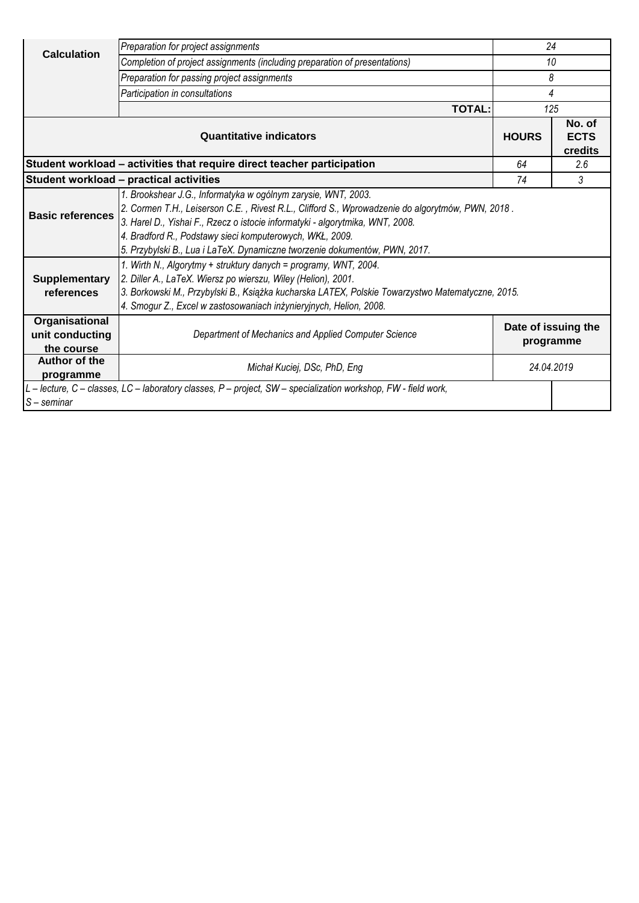| | | | |
|---|---|---|---|
| **Calculation** | *Preparation for project assignments* | *24* | |
| | *Completion of project assignments (including preparation of presentations)* | *10* | |
| | *Preparation for passing project assignments* | *8* | |
| | *Participation in consultations* | *4* | |
| | **TOTAL:** | *125* | |
| **Quantitative indicators** | | **HOURS** | **No. of ECTS credits** |
| **Student workload – activities that require direct teacher participation** | | *64* | *2.6* |
| **Student workload – practical activities** | | *74* | *3* |
| **Basic references** | *1. Brookshear J.G., Informatyka w ogólnym zarysie, WNT, 2003.*<br>*2. Cormen T.H., Leiserson C.E. , Rivest R.L., Clifford S., Wprowadzenie do algorytmów, PWN, 2018 .*<br>*3. Harel D., Yishai F., Rzecz o istocie informatyki - algorytmika, WNT, 2008.*<br>*4. Bradford R., Podstawy sieci komputerowych, WKŁ, 2009.*<br>*5. Przybylski B., Lua i LaTeX. Dynamiczne tworzenie dokumentów, PWN, 2017.* | | |
| **Supplementary references** | *1. Wirth N., Algorytmy + struktury danych = programy, WNT, 2004.*<br>*2. Diller A., LaTeX. Wiersz po wierszu, Wiley (Helion), 2001.*<br>*3. Borkowski M., Przybylski B., Książka kucharska LATEX, Polskie Towarzystwo Matematyczne, 2015.*<br>*4. Smogur Z., Excel w zastosowaniach inżynieryjnych, Helion, 2008.* | | |
| **Organisational unit conducting the course** | *Department of Mechanics and Applied Computer Science* | **Date of issuing the programme** | |
| **Author of the programme** | *Michał Kuciej, DSc, PhD, Eng* | *24.04.2019* | |
| *L – lecture, C – classes, LC – laboratory classes, P – project, SW – specialization workshop, FW - field work, S – seminar* | | | |